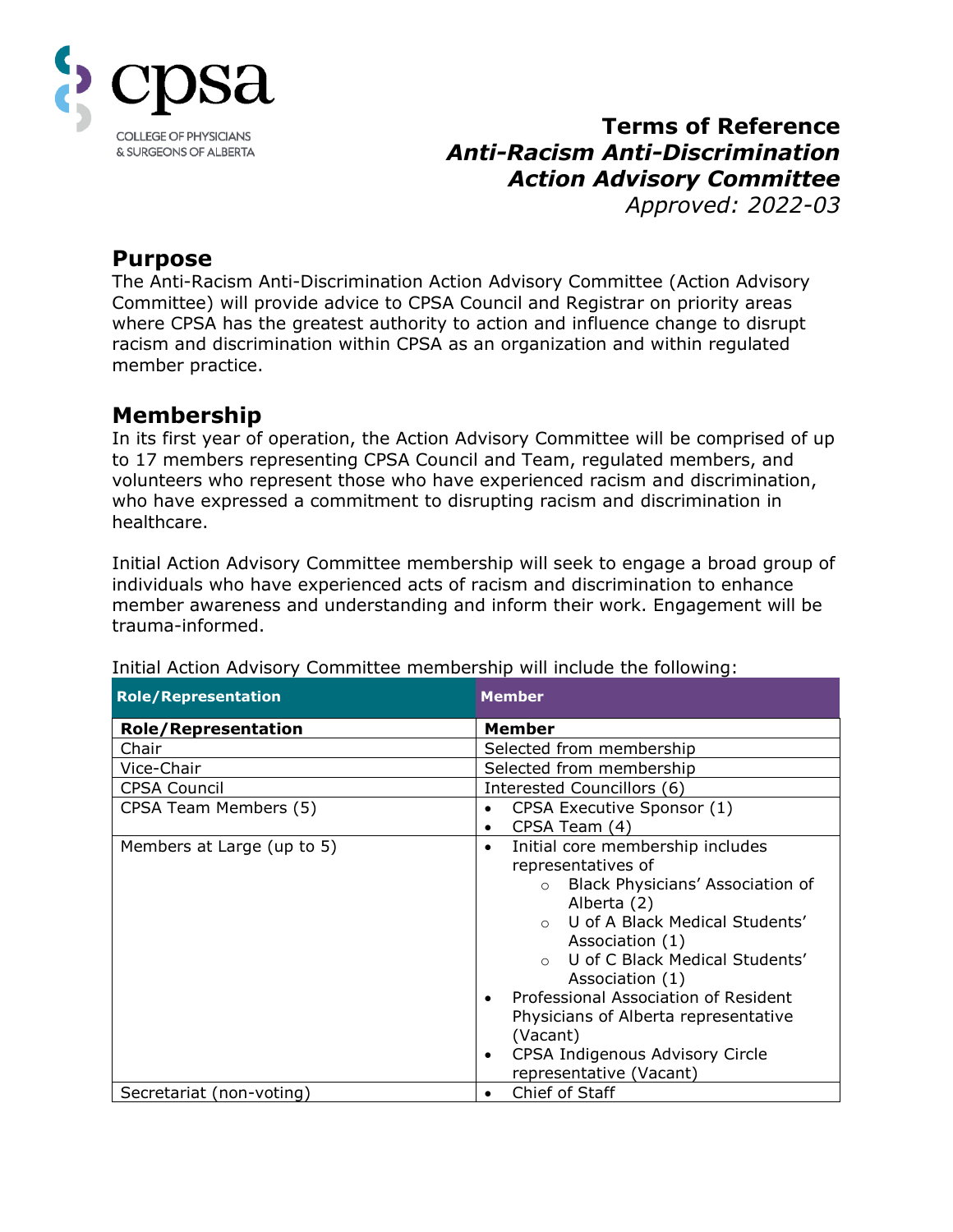# Terms of Reference
# *Anti-Racism Anti-Discrimination Action Advisory Committee*
*Approved: 2022-03*

## Purpose

The Anti-Racism Anti-Discrimination Action Advisory Committee (Action Advisory Committee) will provide advice to CPSA Council and Registrar on priority areas where CPSA has the greatest authority to action and influence change to disrupt racism and discrimination within CPSA as an organization and within regulated member practice.

## Membership

In its first year of operation, the Action Advisory Committee will be comprised of up to 17 members representing CPSA Council and Team, regulated members, and volunteers who represent those who have experienced racism and discrimination, who have expressed a commitment to disrupting racism and discrimination in healthcare.

Initial Action Advisory Committee membership will seek to engage a broad group of individuals who have experienced acts of racism and discrimination to enhance member awareness and understanding and inform their work. Engagement will be trauma-informed.

Initial Action Advisory Committee membership will include the following:

| Role/Representation | Member |
|---|---|
| Chair | Selected from membership |
| Vice-Chair | Selected from membership |
| CPSA Council | Interested Councillors (6) |
| CPSA Team Members (5) | • CPSA Executive Sponsor (1)<br>• CPSA Team (4) |
| Members at Large (up to 5) | • Initial core membership includes representatives of<br>  ○ Black Physicians' Association of Alberta (2)<br>  ○ U of A Black Medical Students' Association (1)<br>  ○ U of C Black Medical Students' Association (1)<br>• Professional Association of Resident Physicians of Alberta representative (Vacant)<br>• CPSA Indigenous Advisory Circle representative (Vacant) |
| Secretariat (non-voting) | • Chief of Staff |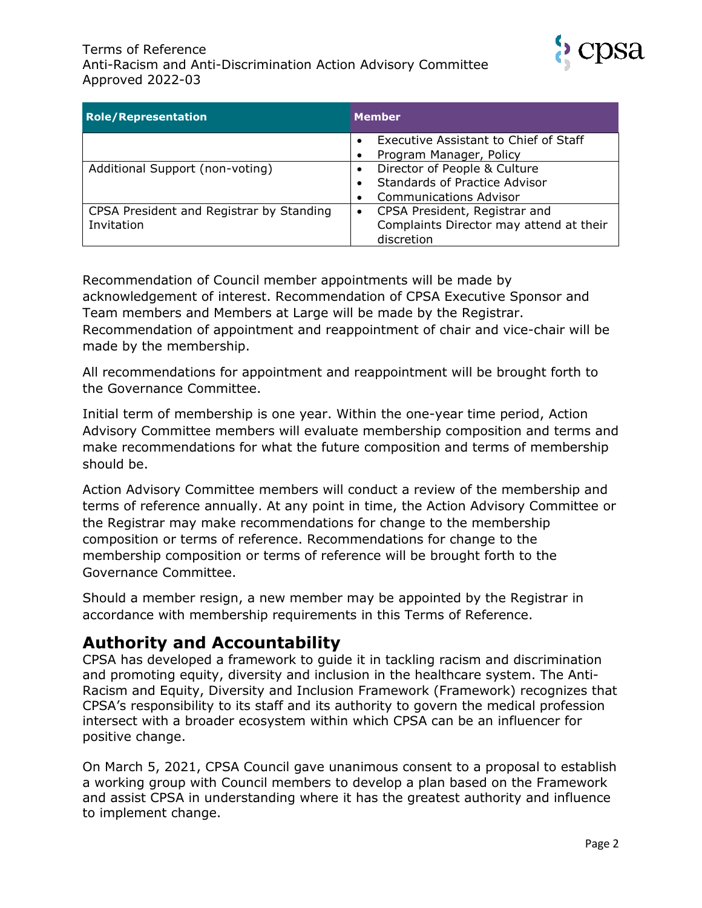| Role/Representation | Member |
|---|---|
| | • Executive Assistant to Chief of Staff<br>• Program Manager, Policy |
| Additional Support (non-voting) | • Director of People & Culture<br>• Standards of Practice Advisor<br>• Communications Advisor |
| CPSA President and Registrar by Standing Invitation | • CPSA President, Registrar and Complaints Director may attend at their discretion |

Recommendation of Council member appointments will be made by acknowledgement of interest. Recommendation of CPSA Executive Sponsor and Team members and Members at Large will be made by the Registrar. Recommendation of appointment and reappointment of chair and vice-chair will be made by the membership.

All recommendations for appointment and reappointment will be brought forth to the Governance Committee.

Initial term of membership is one year. Within the one-year time period, Action Advisory Committee members will evaluate membership composition and terms and make recommendations for what the future composition and terms of membership should be.

Action Advisory Committee members will conduct a review of the membership and terms of reference annually. At any point in time, the Action Advisory Committee or the Registrar may make recommendations for change to the membership composition or terms of reference. Recommendations for change to the membership composition or terms of reference will be brought forth to the Governance Committee.

Should a member resign, a new member may be appointed by the Registrar in accordance with membership requirements in this Terms of Reference.

## Authority and Accountability

CPSA has developed a framework to guide it in tackling racism and discrimination and promoting equity, diversity and inclusion in the healthcare system. The Anti-Racism and Equity, Diversity and Inclusion Framework (Framework) recognizes that CPSA's responsibility to its staff and its authority to govern the medical profession intersect with a broader ecosystem within which CPSA can be an influencer for positive change.

On March 5, 2021, CPSA Council gave unanimous consent to a proposal to establish a working group with Council members to develop a plan based on the Framework and assist CPSA in understanding where it has the greatest authority and influence to implement change.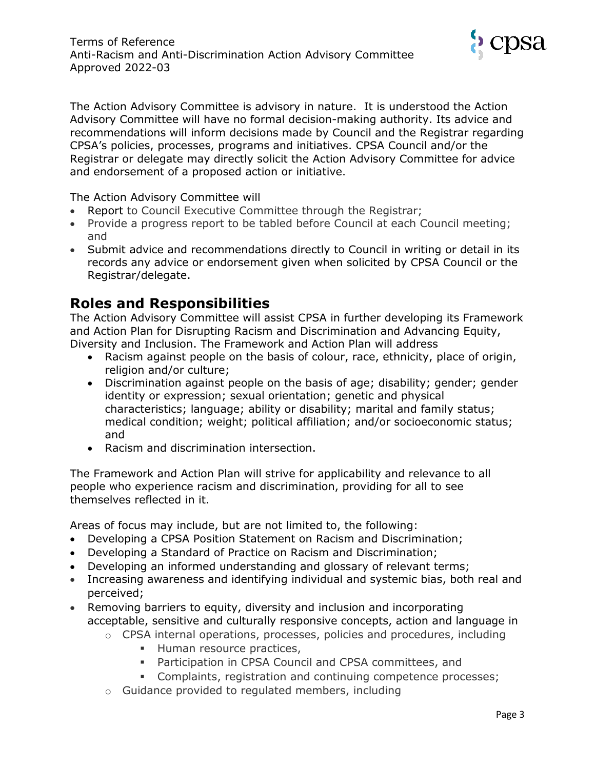The Action Advisory Committee is advisory in nature. It is understood the Action Advisory Committee will have no formal decision-making authority. Its advice and recommendations will inform decisions made by Council and the Registrar regarding CPSA's policies, processes, programs and initiatives. CPSA Council and/or the Registrar or delegate may directly solicit the Action Advisory Committee for advice and endorsement of a proposed action or initiative.

The Action Advisory Committee will

- Report to Council Executive Committee through the Registrar;
- Provide a progress report to be tabled before Council at each Council meeting; and
- Submit advice and recommendations directly to Council in writing or detail in its records any advice or endorsement given when solicited by CPSA Council or the Registrar/delegate.

## Roles and Responsibilities

The Action Advisory Committee will assist CPSA in further developing its Framework and Action Plan for Disrupting Racism and Discrimination and Advancing Equity, Diversity and Inclusion. The Framework and Action Plan will address

- Racism against people on the basis of colour, race, ethnicity, place of origin, religion and/or culture;
- Discrimination against people on the basis of age; disability; gender; gender identity or expression; sexual orientation; genetic and physical characteristics; language; ability or disability; marital and family status; medical condition; weight; political affiliation; and/or socioeconomic status; and
- Racism and discrimination intersection.

The Framework and Action Plan will strive for applicability and relevance to all people who experience racism and discrimination, providing for all to see themselves reflected in it.

Areas of focus may include, but are not limited to, the following:

- Developing a CPSA Position Statement on Racism and Discrimination;
- Developing a Standard of Practice on Racism and Discrimination;
- Developing an informed understanding and glossary of relevant terms;
- Increasing awareness and identifying individual and systemic bias, both real and perceived;
- Removing barriers to equity, diversity and inclusion and incorporating acceptable, sensitive and culturally responsive concepts, action and language in
    - CPSA internal operations, processes, policies and procedures, including
        - Human resource practices,
        - Participation in CPSA Council and CPSA committees, and
        - Complaints, registration and continuing competence processes;
    - Guidance provided to regulated members, including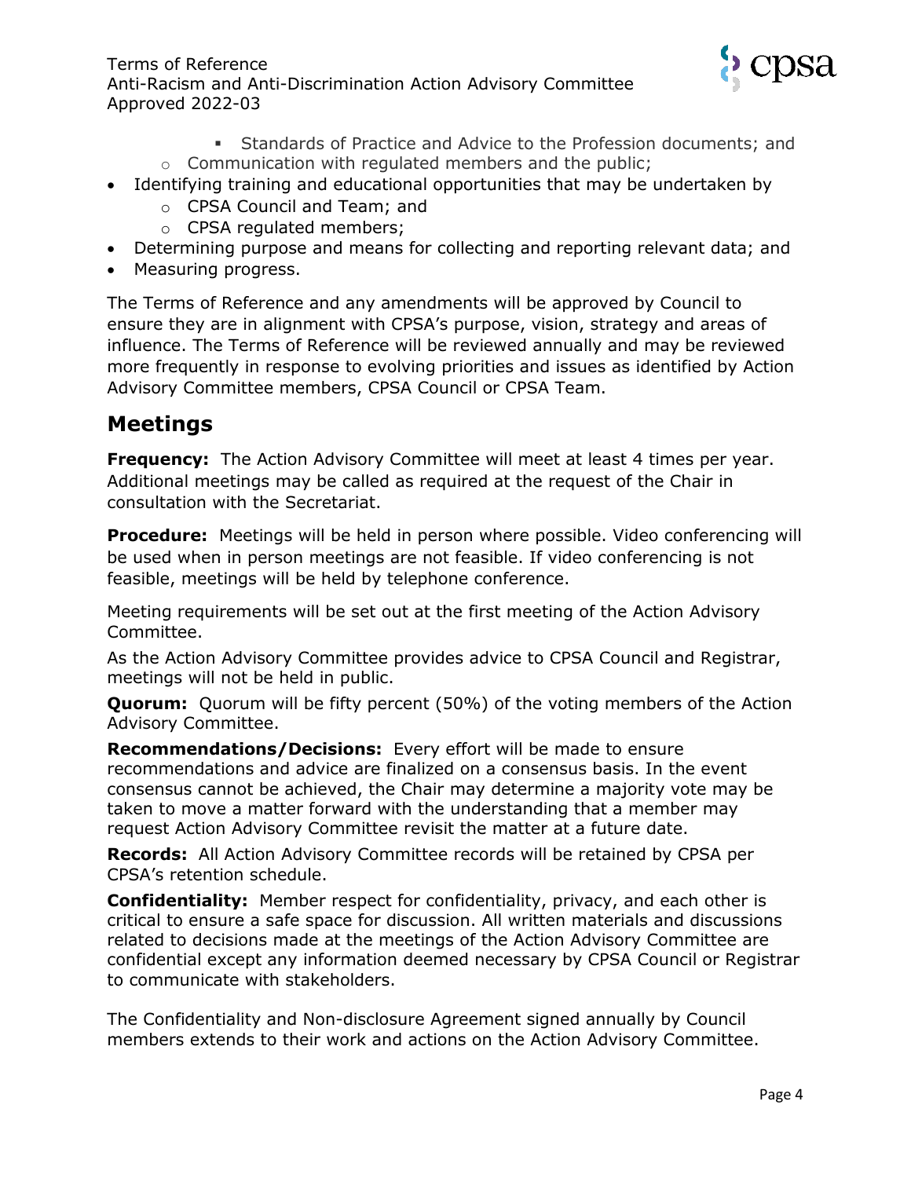- Standards of Practice and Advice to the Profession documents; and
    - Communication with regulated members and the public;
- Identifying training and educational opportunities that may be undertaken by
    - CPSA Council and Team; and
    - CPSA regulated members;
- Determining purpose and means for collecting and reporting relevant data; and
- Measuring progress.

The Terms of Reference and any amendments will be approved by Council to ensure they are in alignment with CPSA's purpose, vision, strategy and areas of influence. The Terms of Reference will be reviewed annually and may be reviewed more frequently in response to evolving priorities and issues as identified by Action Advisory Committee members, CPSA Council or CPSA Team.

## Meetings

**Frequency:** The Action Advisory Committee will meet at least 4 times per year. Additional meetings may be called as required at the request of the Chair in consultation with the Secretariat.

**Procedure:** Meetings will be held in person where possible. Video conferencing will be used when in person meetings are not feasible. If video conferencing is not feasible, meetings will be held by telephone conference.

Meeting requirements will be set out at the first meeting of the Action Advisory Committee.

As the Action Advisory Committee provides advice to CPSA Council and Registrar, meetings will not be held in public.

**Quorum:** Quorum will be fifty percent (50%) of the voting members of the Action Advisory Committee.

**Recommendations/Decisions:** Every effort will be made to ensure recommendations and advice are finalized on a consensus basis. In the event consensus cannot be achieved, the Chair may determine a majority vote may be taken to move a matter forward with the understanding that a member may request Action Advisory Committee revisit the matter at a future date.

**Records:** All Action Advisory Committee records will be retained by CPSA per CPSA's retention schedule.

**Confidentiality:** Member respect for confidentiality, privacy, and each other is critical to ensure a safe space for discussion. All written materials and discussions related to decisions made at the meetings of the Action Advisory Committee are confidential except any information deemed necessary by CPSA Council or Registrar to communicate with stakeholders.

The Confidentiality and Non-disclosure Agreement signed annually by Council members extends to their work and actions on the Action Advisory Committee.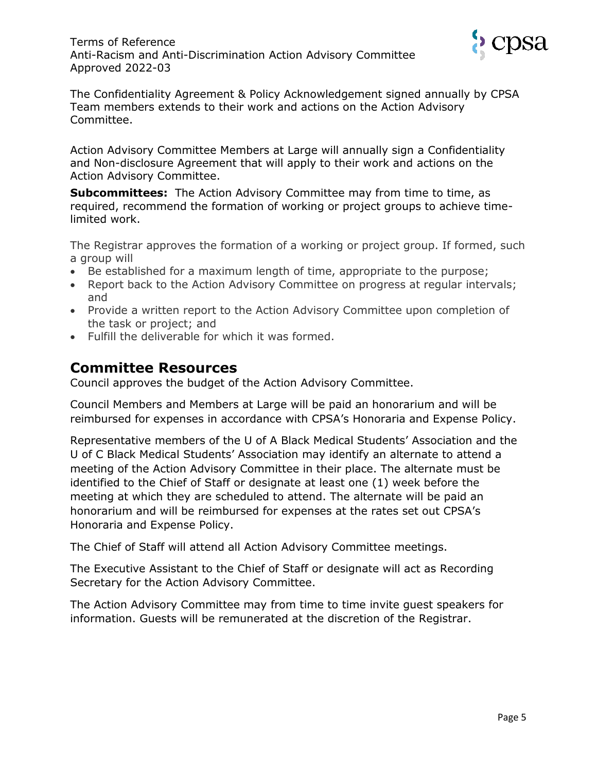The Confidentiality Agreement & Policy Acknowledgement signed annually by CPSA Team members extends to their work and actions on the Action Advisory Committee.

Action Advisory Committee Members at Large will annually sign a Confidentiality and Non-disclosure Agreement that will apply to their work and actions on the Action Advisory Committee.

**Subcommittees:** The Action Advisory Committee may from time to time, as required, recommend the formation of working or project groups to achieve time-limited work.

The Registrar approves the formation of a working or project group. If formed, such a group will

- Be established for a maximum length of time, appropriate to the purpose;
- Report back to the Action Advisory Committee on progress at regular intervals; and
- Provide a written report to the Action Advisory Committee upon completion of the task or project; and
- Fulfill the deliverable for which it was formed.

## Committee Resources

Council approves the budget of the Action Advisory Committee.

Council Members and Members at Large will be paid an honorarium and will be reimbursed for expenses in accordance with CPSA's Honoraria and Expense Policy.

Representative members of the U of A Black Medical Students' Association and the U of C Black Medical Students' Association may identify an alternate to attend a meeting of the Action Advisory Committee in their place. The alternate must be identified to the Chief of Staff or designate at least one (1) week before the meeting at which they are scheduled to attend. The alternate will be paid an honorarium and will be reimbursed for expenses at the rates set out CPSA's Honoraria and Expense Policy.

The Chief of Staff will attend all Action Advisory Committee meetings.

The Executive Assistant to the Chief of Staff or designate will act as Recording Secretary for the Action Advisory Committee.

The Action Advisory Committee may from time to time invite guest speakers for information. Guests will be remunerated at the discretion of the Registrar.